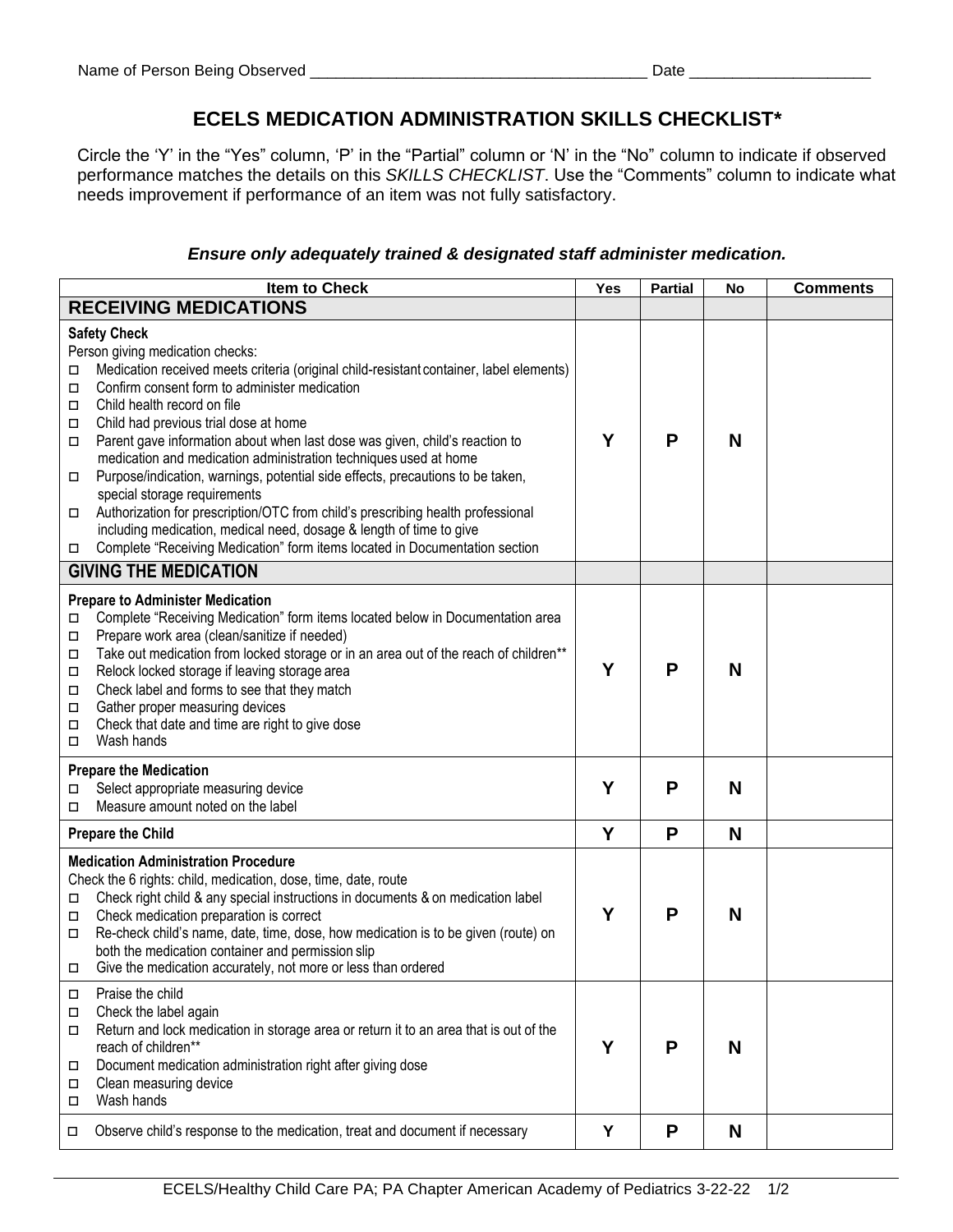Name of Person Being Observed _______________________________________ Date ____________________

# ECELS MEDICATION ADMINISTRATION SKILLS CHECKLIST*

Circle the 'Y' in the "Yes" column, 'P' in the "Partial" column or 'N' in the "No" column to indicate if observed performance matches the details on this *SKILLS CHECKLIST*. Use the "Comments" column to indicate what needs improvement if performance of an item was not fully satisfactory.

***Ensure only adequately trained & designated staff administer medication.***

| Item to Check | Yes | Partial | No | Comments |
|---|---|---|---|---|
| **RECEIVING MEDICATIONS** | | | | |
| **Safety Check**<br>Person giving medication checks:<br>☐ Medication received meets criteria (original child-resistant container, label elements)<br>☐ Confirm consent form to administer medication<br>☐ Child health record on file<br>☐ Child had previous trial dose at home<br>☐ Parent gave information about when last dose was given, child's reaction to medication and medication administration techniques used at home<br>☐ Purpose/indication, warnings, potential side effects, precautions to be taken, special storage requirements<br>☐ Authorization for prescription/OTC from child's prescribing health professional including medication, medical need, dosage & length of time to give<br>☐ Complete "Receiving Medication" form items located in Documentation section | **Y** | **P** | **N** | |
| **GIVING THE MEDICATION** | | | | |
| **Prepare to Administer Medication**<br>☐ Complete "Receiving Medication" form items located below in Documentation area<br>☐ Prepare work area (clean/sanitize if needed)<br>☐ Take out medication from locked storage or in an area out of the reach of children**<br>☐ Relock locked storage if leaving storage area<br>☐ Check label and forms to see that they match<br>☐ Gather proper measuring devices<br>☐ Check that date and time are right to give dose<br>☐ Wash hands | **Y** | **P** | **N** | |
| **Prepare the Medication**<br>☐ Select appropriate measuring device<br>☐ Measure amount noted on the label | **Y** | **P** | **N** | |
| **Prepare the Child** | **Y** | **P** | **N** | |
| **Medication Administration Procedure**<br>Check the 6 rights: child, medication, dose, time, date, route<br>☐ Check right child & any special instructions in documents & on medication label<br>☐ Check medication preparation is correct<br>☐ Re-check child's name, date, time, dose, how medication is to be given (route) on both the medication container and permission slip<br>☐ Give the medication accurately, not more or less than ordered | **Y** | **P** | **N** | |
| ☐ Praise the child<br>☐ Check the label again<br>☐ Return and lock medication in storage area or return it to an area that is out of the reach of children**<br>☐ Document medication administration right after giving dose<br>☐ Clean measuring device<br>☐ Wash hands | **Y** | **P** | **N** | |
| ☐ Observe child's response to the medication, treat and document if necessary | **Y** | **P** | **N** | |

ECELS/Healthy Child Care PA; PA Chapter American Academy of Pediatrics 3-22-22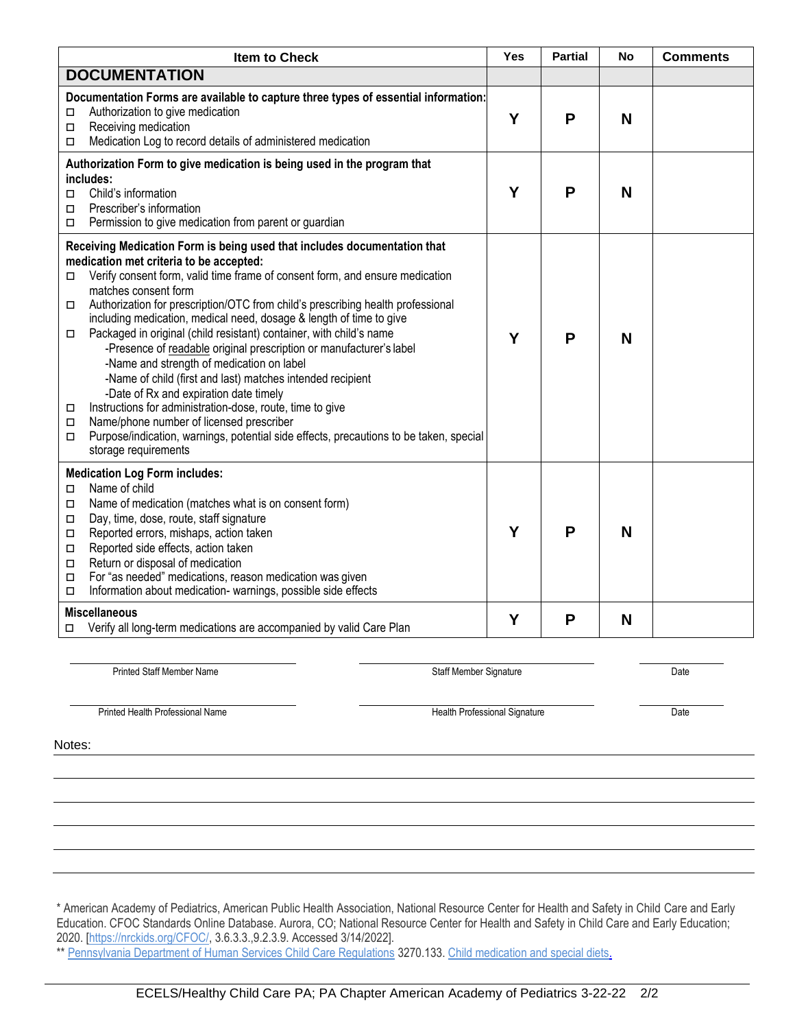| Item to Check | Yes | Partial | No | Comments |
|---|---|---|---|---|
| **DOCUMENTATION** | | | | |
| **Documentation Forms are available to capture three types of essential information:**<br>□ Authorization to give medication<br>□ Receiving medication<br>□ Medication Log to record details of administered medication | **Y** | **P** | **N** | |
| **Authorization Form to give medication is being used in the program that includes:**<br>□ Child's information<br>□ Prescriber's information<br>□ Permission to give medication from parent or guardian | **Y** | **P** | **N** | |
| **Receiving Medication Form is being used that includes documentation that medication met criteria to be accepted:**<br>□ Verify consent form, valid time frame of consent form, and ensure medication matches consent form<br>□ Authorization for prescription/OTC from child's prescribing health professional including medication, medical need, dosage & length of time to give<br>□ Packaged in original (child resistant) container, with child's name<br>-Presence of readable original prescription or manufacturer's label<br>-Name and strength of medication on label<br>-Name of child (first and last) matches intended recipient<br>-Date of Rx and expiration date timely<br>□ Instructions for administration-dose, route, time to give<br>□ Name/phone number of licensed prescriber<br>□ Purpose/indication, warnings, potential side effects, precautions to be taken, special storage requirements | **Y** | **P** | **N** | |
| **Medication Log Form includes:**<br>□ Name of child<br>□ Name of medication (matches what is on consent form)<br>□ Day, time, dose, route, staff signature<br>□ Reported errors, mishaps, action taken<br>□ Reported side effects, action taken<br>□ Return or disposal of medication<br>□ For "as needed" medications, reason medication was given<br>□ Information about medication- warnings, possible side effects | **Y** | **P** | **N** | |
| **Miscellaneous**<br>□ Verify all long-term medications are accompanied by valid Care Plan | **Y** | **P** | **N** | |

Printed Staff Member Name ____________________ Staff Member Signature ____________________ Date __________

Printed Health Professional Name ____________________ Health Professional Signature ____________________ Date __________

Notes:

\* American Academy of Pediatrics, American Public Health Association, National Resource Center for Health and Safety in Child Care and Early Education. CFOC Standards Online Database. Aurora, CO; National Resource Center for Health and Safety in Child Care and Early Education; 2020. [https://nrckids.org/CFOC/, 3.6.3.3.,9.2.3.9. Accessed 3/14/2022].

\*\* Pennsylvania Department of Human Services Child Care Regulations 3270.133. Child medication and special diets.

ECELS/Healthy Child Care PA; PA Chapter American Academy of Pediatrics 3-22-22